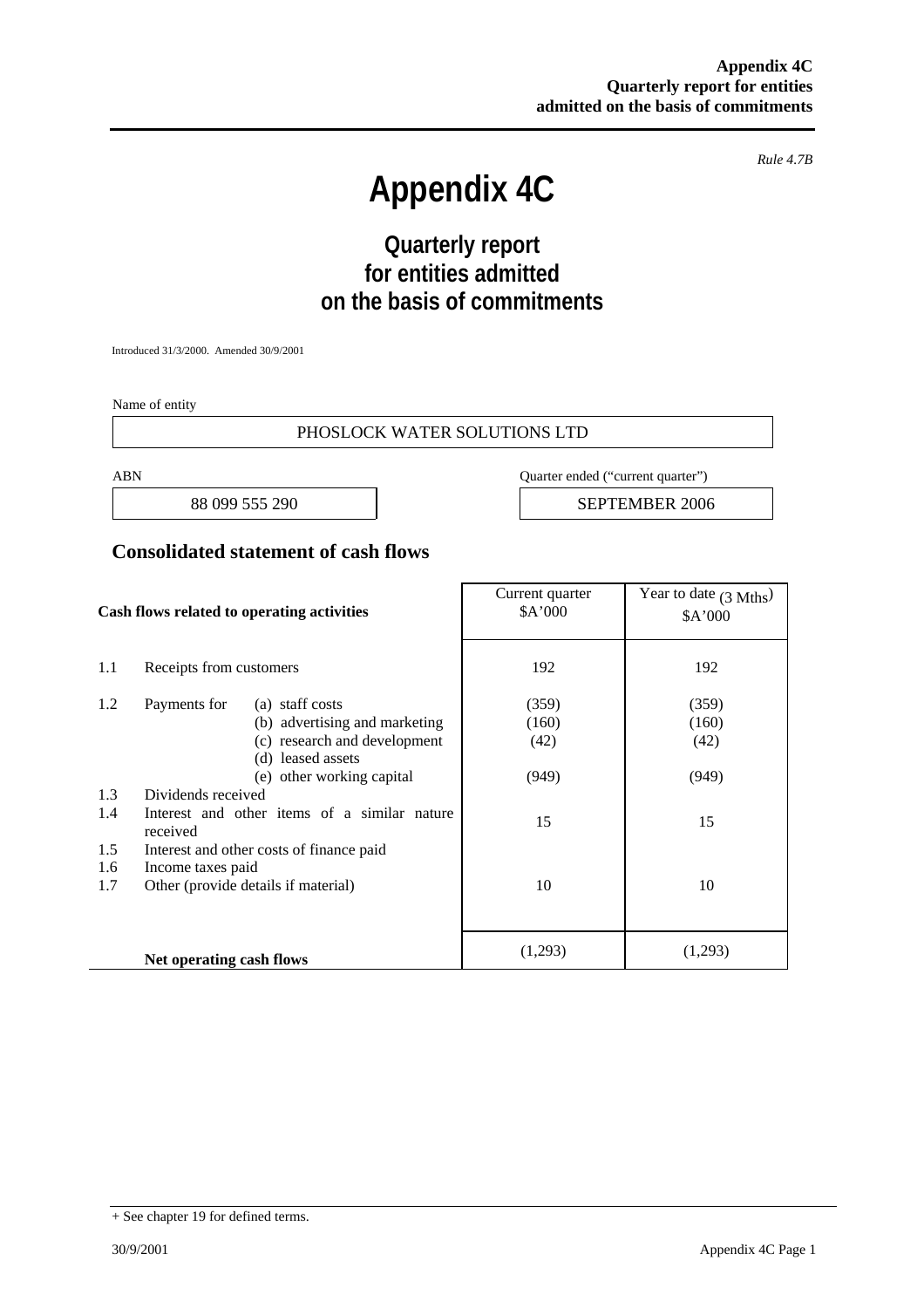*Rule 4.7B*

# Appendix 4C

## Quarterly report for entities admitted on the basis of commitments

Introduced 31/3/2000. Amended 30/9/2001

Name of entity

PHOSLOCK WATER SOLUTIONS LTD

| ABN | Quarter ended ("current quarter") |
|---|---|
| 88 099 555 290 | SEPTEMBER 2006 |

## Consolidated statement of cash flows

| | Cash flows related to operating activities | Current quarter $A'000 | Year to date (3 Mths) $A'000 |
|---|---|---|---|
| 1.1 | Receipts from customers | 192 | 192 |
| 1.2 | Payments for (a) staff costs | (359) | (359) |
| | (b) advertising and marketing | (160) | (160) |
| | (c) research and development | (42) | (42) |
| | (d) leased assets | | |
| | (e) other working capital | (949) | (949) |
| 1.3 | Dividends received | | |
| 1.4 | Interest and other items of a similar nature received | 15 | 15 |
| 1.5 | Interest and other costs of finance paid | | |
| 1.6 | Income taxes paid | | |
| 1.7 | Other (provide details if material) | 10 | 10 |
| | **Net operating cash flows** | (1,293) | (1,293) |

+ See chapter 19 for defined terms.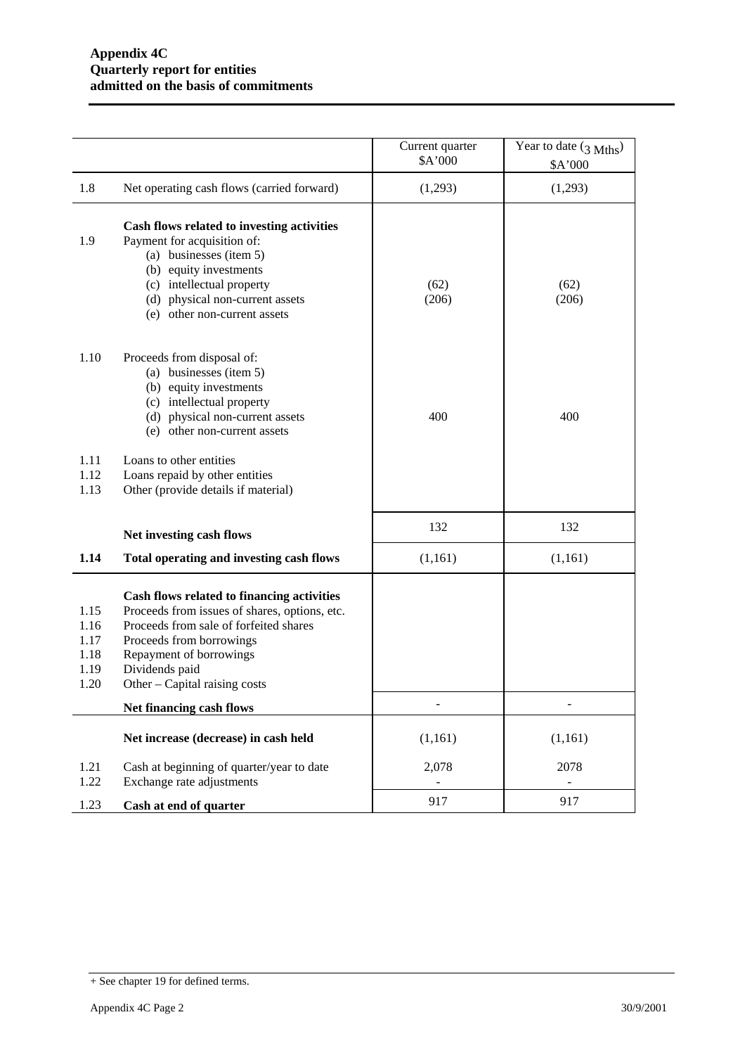| | | Current quarter $A'000 | Year to date (3 Mths) $A'000 |
|---|---|---|---|
| 1.8 | Net operating cash flows (carried forward) | (1,293) | (1,293) |
| | **Cash flows related to investing activities** | | |
| 1.9 | Payment for acquisition of: | | |
| | (a) businesses (item 5) | | |
| | (b) equity investments | | |
| | (c) intellectual property | (62) | (62) |
| | (d) physical non-current assets | (206) | (206) |
| | (e) other non-current assets | | |
| 1.10 | Proceeds from disposal of: | | |
| | (a) businesses (item 5) | | |
| | (b) equity investments | | |
| | (c) intellectual property | | |
| | (d) physical non-current assets | 400 | 400 |
| | (e) other non-current assets | | |
| 1.11 | Loans to other entities | | |
| 1.12 | Loans repaid by other entities | | |
| 1.13 | Other (provide details if material) | | |
| | **Net investing cash flows** | 132 | 132 |
| **1.14** | **Total operating and investing cash flows** | (1,161) | (1,161) |
| | **Cash flows related to financing activities** | | |
| 1.15 | Proceeds from issues of shares, options, etc. | | |
| 1.16 | Proceeds from sale of forfeited shares | | |
| 1.17 | Proceeds from borrowings | | |
| 1.18 | Repayment of borrowings | | |
| 1.19 | Dividends paid | | |
| 1.20 | Other – Capital raising costs | | |
| | **Net financing cash flows** | - | - |
| | **Net increase (decrease) in cash held** | (1,161) | (1,161) |
| 1.21 | Cash at beginning of quarter/year to date | 2,078 | 2078 |
| 1.22 | Exchange rate adjustments | - | - |
| 1.23 | **Cash at end of quarter** | 917 | 917 |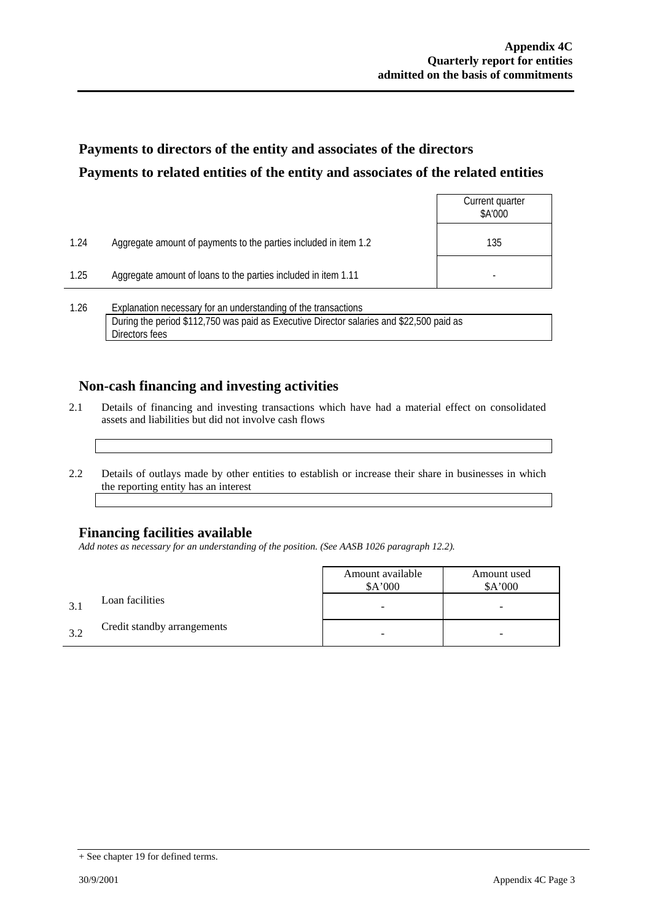## Payments to directors of the entity and associates of the directors

## Payments to related entities of the entity and associates of the related entities

| | | Current quarter $A'000 |
|---|---|---|
| 1.24 | Aggregate amount of payments to the parties included in item 1.2 | 135 |
| 1.25 | Aggregate amount of loans to the parties included in item 1.11 | - |

1.26 Explanation necessary for an understanding of the transactions

During the period $112,750 was paid as Executive Director salaries and $22,500 paid as Directors fees

## Non-cash financing and investing activities

2.1 Details of financing and investing transactions which have had a material effect on consolidated assets and liabilities but did not involve cash flows

2.2 Details of outlays made by other entities to establish or increase their share in businesses in which the reporting entity has an interest

## Financing facilities available

*Add notes as necessary for an understanding of the position. (See AASB 1026 paragraph 12.2).*

| | | Amount available $A'000 | Amount used $A'000 |
|---|---|---|---|
| 3.1 | Loan facilities | - | - |
| 3.2 | Credit standby arrangements | - | - |

+ See chapter 19 for defined terms.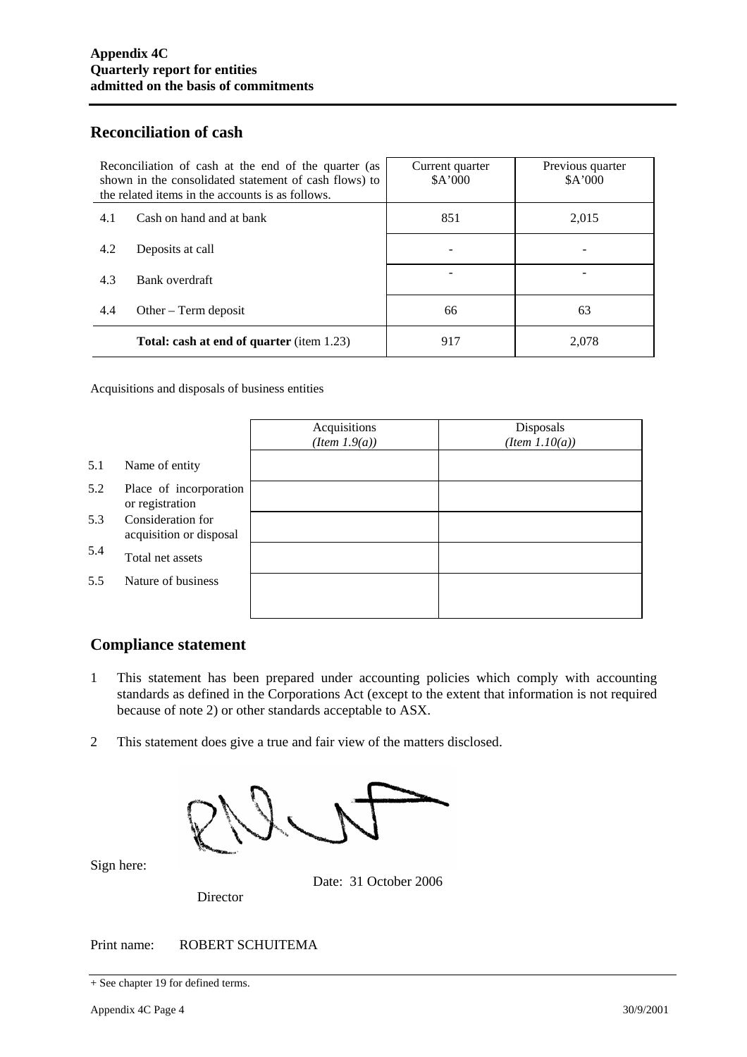**Appendix 4C**
**Quarterly report for entities**
**admitted on the basis of commitments**

## Reconciliation of cash

| Reconciliation of cash at the end of the quarter (as shown in the consolidated statement of cash flows) to the related items in the accounts is as follows. | | Current quarter $A'000 | Previous quarter $A'000 |
|---|---|---|---|
| 4.1 | Cash on hand and at bank | 851 | 2,015 |
| 4.2 | Deposits at call | - | - |
| 4.3 | Bank overdraft | - | - |
| 4.4 | Other – Term deposit | 66 | 63 |
| | **Total: cash at end of quarter** (item 1.23) | 917 | 2,078 |

Acquisitions and disposals of business entities

| | | Acquisitions *(Item 1.9(a))* | Disposals *(Item 1.10(a))* |
|---|---|---|---|
| 5.1 | Name of entity | | |
| 5.2 | Place of incorporation or registration | | |
| 5.3 | Consideration for acquisition or disposal | | |
| 5.4 | Total net assets | | |
| 5.5 | Nature of business | | |

## Compliance statement

1 This statement has been prepared under accounting policies which comply with accounting standards as defined in the Corporations Act (except to the extent that information is not required because of note 2) or other standards acceptable to ASX.

2 This statement does give a true and fair view of the matters disclosed.

Sign here:

Director

Date: 31 October 2006

Print name: ROBERT SCHUITEMA

+ See chapter 19 for defined terms.